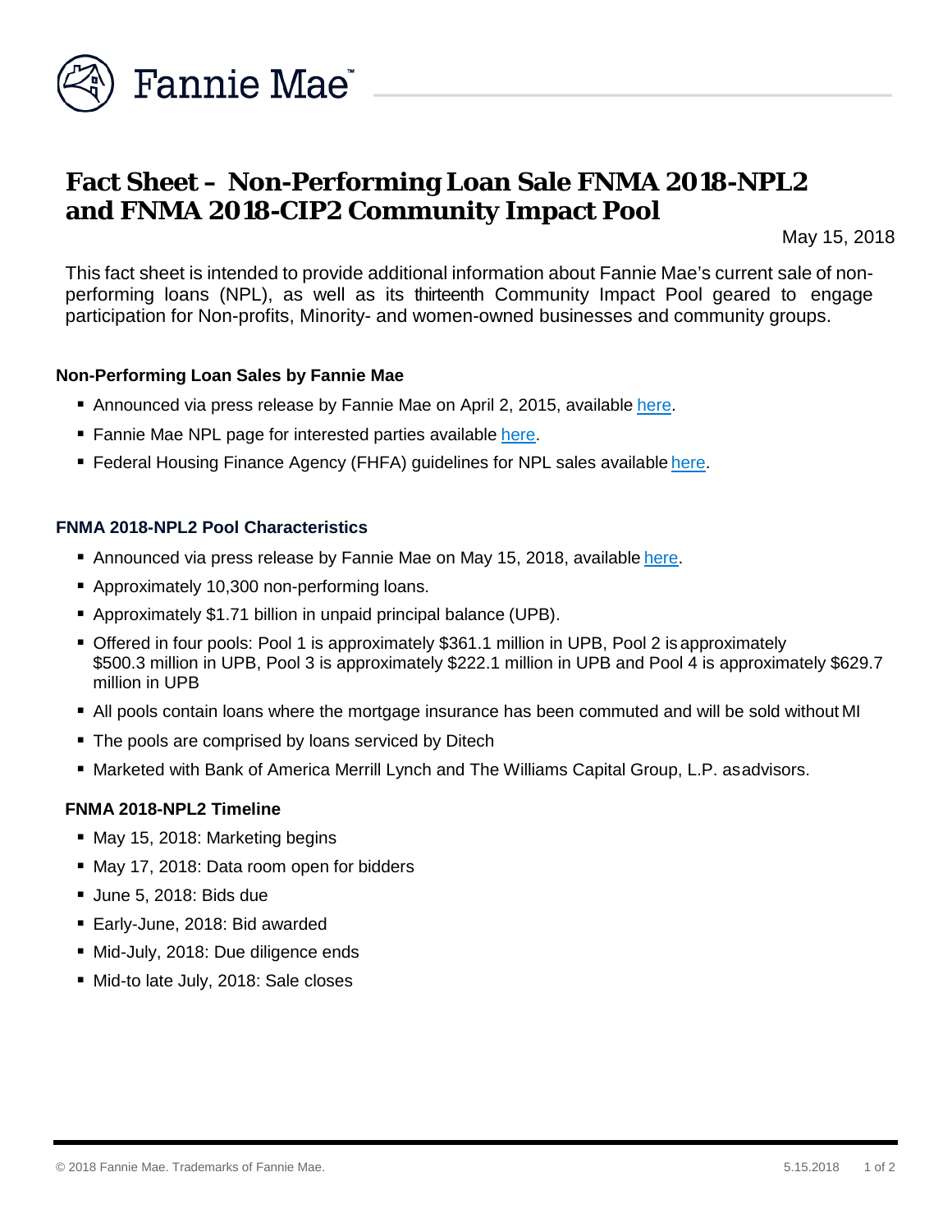# Fact Sheet – Non-Performing Loan Sale FNMA 2018-NPL2 and FNMA 2018-CIP2 Community Impact Pool

May 15, 2018

This fact sheet is intended to provide additional information about Fannie Mae's current sale of non-performing loans (NPL), as well as its thirteenth Community Impact Pool geared to engage participation for Non-profits, Minority- and women-owned businesses and community groups.

### Non-Performing Loan Sales by Fannie Mae

- Announced via press release by Fannie Mae on April 2, 2015, available here.
- Fannie Mae NPL page for interested parties available here.
- Federal Housing Finance Agency (FHFA) guidelines for NPL sales available here.

### FNMA 2018-NPL2 Pool Characteristics

- Announced via press release by Fannie Mae on May 15, 2018, available here.
- Approximately 10,300 non-performing loans.
- Approximately $1.71 billion in unpaid principal balance (UPB).
- Offered in four pools: Pool 1 is approximately $361.1 million in UPB, Pool 2 is approximately $500.3 million in UPB, Pool 3 is approximately $222.1 million in UPB and Pool 4 is approximately $629.7 million in UPB
- All pools contain loans where the mortgage insurance has been commuted and will be sold without MI
- The pools are comprised by loans serviced by Ditech
- Marketed with Bank of America Merrill Lynch and The Williams Capital Group, L.P. as advisors.

### FNMA 2018-NPL2 Timeline

- May 15, 2018: Marketing begins
- May 17, 2018: Data room open for bidders
- June 5, 2018: Bids due
- Early-June, 2018: Bid awarded
- Mid-July, 2018: Due diligence ends
- Mid-to late July, 2018: Sale closes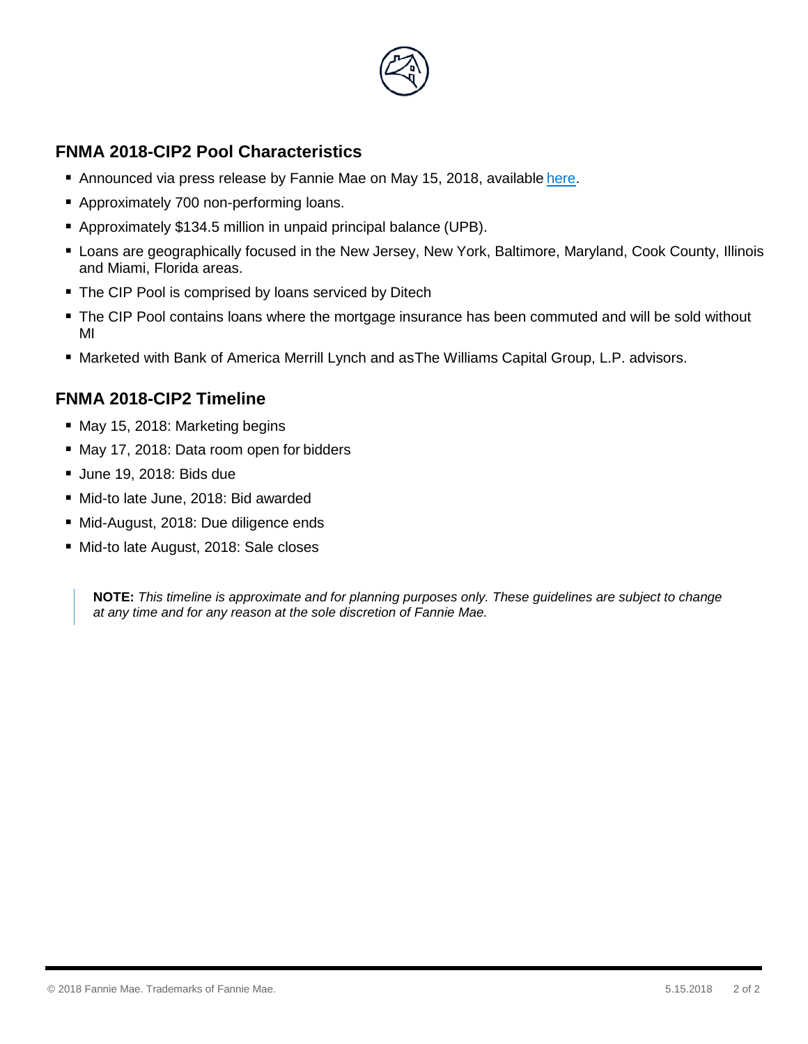## FNMA 2018-CIP2 Pool Characteristics

- Announced via press release by Fannie Mae on May 15, 2018, available here.
- Approximately 700 non-performing loans.
- Approximately $134.5 million in unpaid principal balance (UPB).
- Loans are geographically focused in the New Jersey, New York, Baltimore, Maryland, Cook County, Illinois and Miami, Florida areas.
- The CIP Pool is comprised by loans serviced by Ditech
- The CIP Pool contains loans where the mortgage insurance has been commuted and will be sold without MI
- Marketed with Bank of America Merrill Lynch and asThe Williams Capital Group, L.P. advisors.

## FNMA 2018-CIP2 Timeline

- May 15, 2018: Marketing begins
- May 17, 2018: Data room open for bidders
- June 19, 2018: Bids due
- Mid-to late June, 2018: Bid awarded
- Mid-August, 2018: Due diligence ends
- Mid-to late August, 2018: Sale closes

> **NOTE:** *This timeline is approximate and for planning purposes only. These guidelines are subject to change at any time and for any reason at the sole discretion of Fannie Mae.*

© 2018 Fannie Mae. Trademarks of Fannie Mae. 5.15.2018